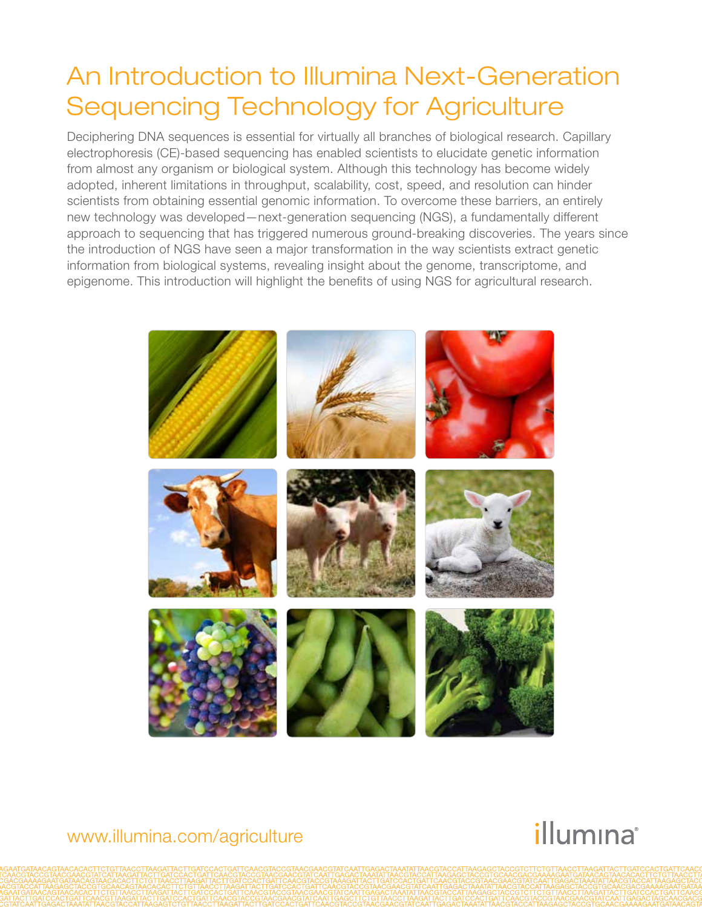# An Introduction to Illumina Next-Generation Sequencing Technology for Agriculture

Deciphering DNA sequences is essential for virtually all branches of biological research. Capillary electrophoresis (CE)-based sequencing has enabled scientists to elucidate genetic information from almost any organism or biological system. Although this technology has become widely adopted, inherent limitations in throughput, scalability, cost, speed, and resolution can hinder scientists from obtaining essential genomic information. To overcome these barriers, an entirely new technology was developed—next-generation sequencing (NGS), a fundamentally different approach to sequencing that has triggered numerous ground-breaking discoveries. The years since the introduction of NGS have seen a major transformation in the way scientists extract genetic information from biological systems, revealing insight about the genome, transcriptome, and epigenome. This introduction will highlight the benefits of using NGS for agricultural research.

www.illumina.com/agriculture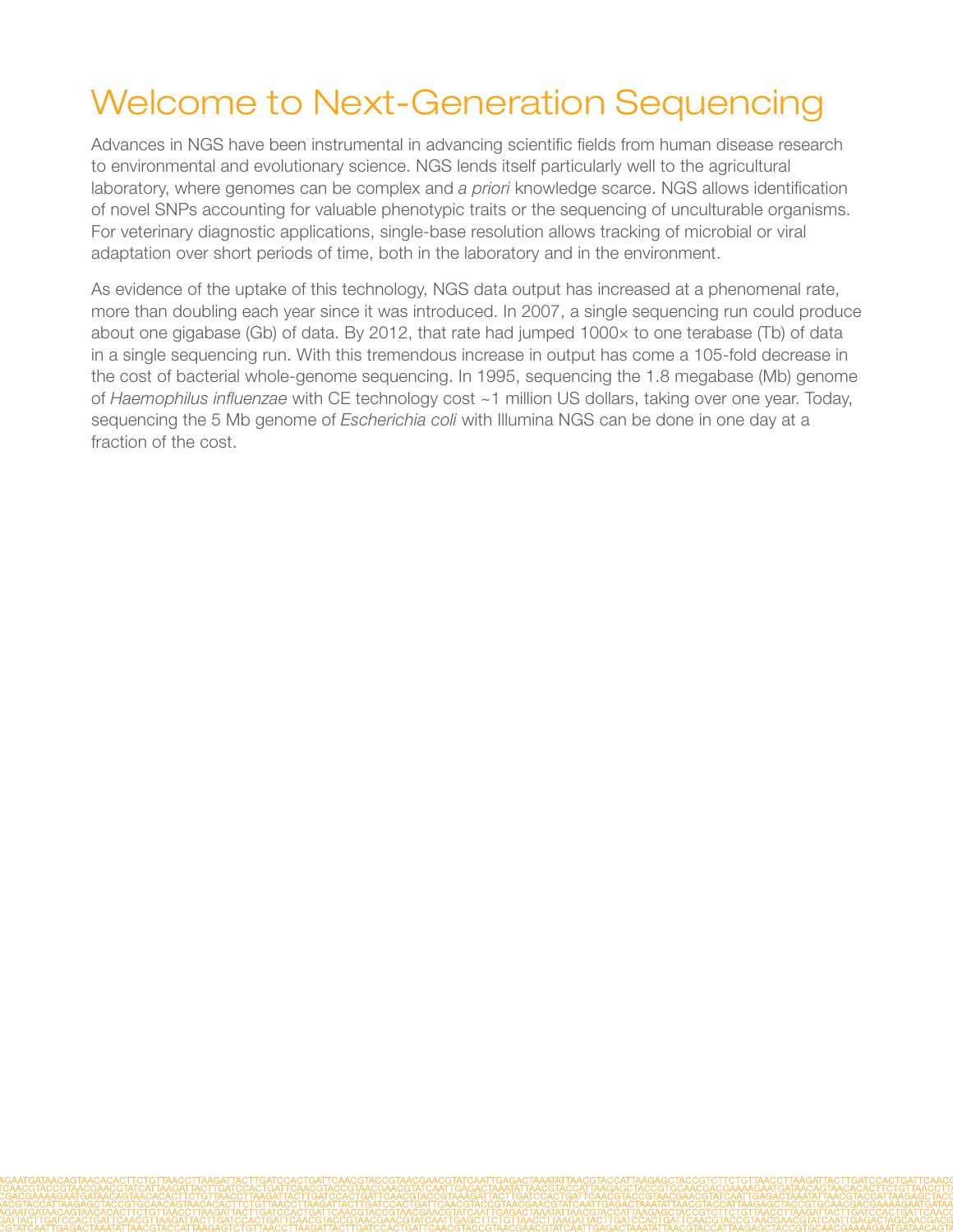# Welcome to Next-Generation Sequencing

Advances in NGS have been instrumental in advancing scientific fields from human disease research to environmental and evolutionary science. NGS lends itself particularly well to the agricultural laboratory, where genomes can be complex and *a priori* knowledge scarce. NGS allows identification of novel SNPs accounting for valuable phenotypic traits or the sequencing of unculturable organisms. For veterinary diagnostic applications, single-base resolution allows tracking of microbial or viral adaptation over short periods of time, both in the laboratory and in the environment.

As evidence of the uptake of this technology, NGS data output has increased at a phenomenal rate, more than doubling each year since it was introduced. In 2007, a single sequencing run could produce about one gigabase (Gb) of data. By 2012, that rate had jumped 1000× to one terabase (Tb) of data in a single sequencing run. With this tremendous increase in output has come a 105-fold decrease in the cost of bacterial whole-genome sequencing. In 1995, sequencing the 1.8 megabase (Mb) genome of *Haemophilus influenzae* with CE technology cost ~1 million US dollars, taking over one year. Today, sequencing the 5 Mb genome of *Escherichia coli* with Illumina NGS can be done in one day at a fraction of the cost.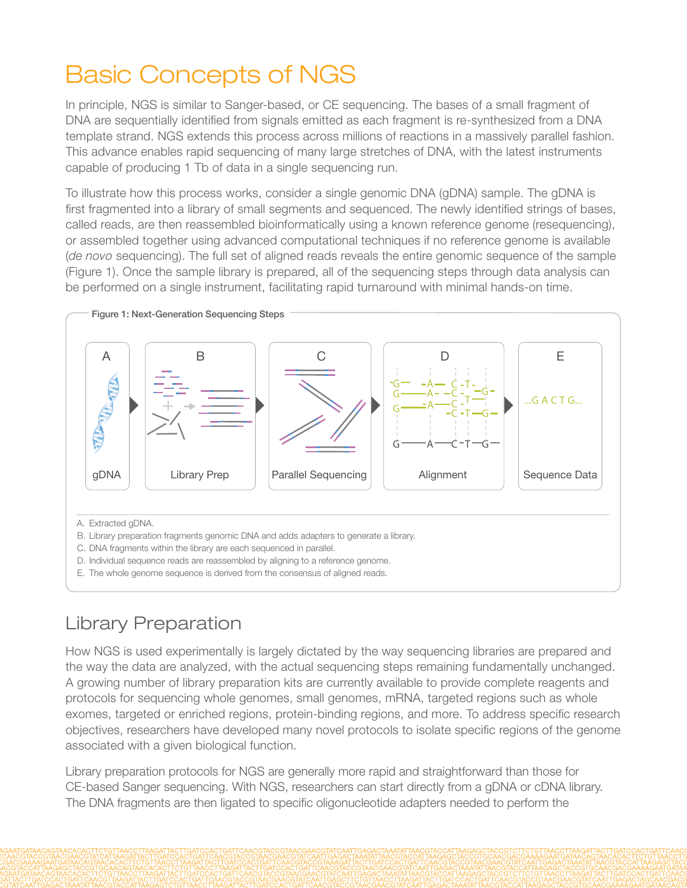# Basic Concepts of NGS

In principle, NGS is similar to Sanger-based, or CE sequencing. The bases of a small fragment of DNA are sequentially identified from signals emitted as each fragment is re-synthesized from a DNA template strand. NGS extends this process across millions of reactions in a massively parallel fashion. This advance enables rapid sequencing of many large stretches of DNA, with the latest instruments capable of producing 1 Tb of data in a single sequencing run.

To illustrate how this process works, consider a single genomic DNA (gDNA) sample. The gDNA is first fragmented into a library of small segments and sequenced. The newly identified strings of bases, called reads, are then reassembled bioinformatically using a known reference genome (resequencing), or assembled together using advanced computational techniques if no reference genome is available (*de novo* sequencing). The full set of aligned reads reveals the entire genomic sequence of the sample (Figure 1). Once the sample library is prepared, all of the sequencing steps through data analysis can be performed on a single instrument, facilitating rapid turnaround with minimal hands-on time.

**Figure 1: Next-Generation Sequencing Steps**

A gDNA — B Library Prep — C Parallel Sequencing — D Alignment — E Sequence Data (...G A C T G...)

A. Extracted gDNA.
B. Library preparation fragments genomic DNA and adds adapters to generate a library.
C. DNA fragments within the library are each sequenced in parallel.
D. Individual sequence reads are reassembled by aligning to a reference genome.
E. The whole genome sequence is derived from the consensus of aligned reads.

## Library Preparation

How NGS is used experimentally is largely dictated by the way sequencing libraries are prepared and the way the data are analyzed, with the actual sequencing steps remaining fundamentally unchanged. A growing number of library preparation kits are currently available to provide complete reagents and protocols for sequencing whole genomes, small genomes, mRNA, targeted regions such as whole exomes, targeted or enriched regions, protein-binding regions, and more. To address specific research objectives, researchers have developed many novel protocols to isolate specific regions of the genome associated with a given biological function.

Library preparation protocols for NGS are generally more rapid and straightforward than those for CE-based Sanger sequencing. With NGS, researchers can start directly from a gDNA or cDNA library. The DNA fragments are then ligated to specific oligonucleotide adapters needed to perform the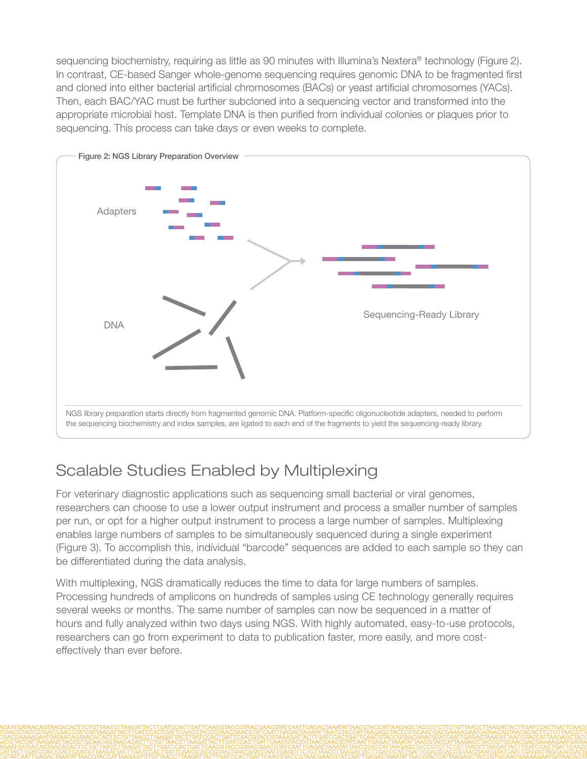sequencing biochemistry, requiring as little as 90 minutes with Illumina's Nextera® technology (Figure 2). In contrast, CE-based Sanger whole-genome sequencing requires genomic DNA to be fragmented first and cloned into either bacterial artificial chromosomes (BACs) or yeast artificial chromosomes (YACs). Then, each BAC/YAC must be further subcloned into a sequencing vector and transformed into the appropriate microbial host. Template DNA is then purified from individual colonies or plaques prior to sequencing. This process can take days or even weeks to complete.

Figure 2: NGS Library Preparation Overview

Adapters

DNA

Sequencing-Ready Library

NGS library preparation starts directly from fragmented genomic DNA. Platform-specific oligonucleotide adapters, needed to perform the sequencing biochemistry and index samples, are ligated to each end of the fragments to yield the sequencing-ready library.

## Scalable Studies Enabled by Multiplexing

For veterinary diagnostic applications such as sequencing small bacterial or viral genomes, researchers can choose to use a lower output instrument and process a smaller number of samples per run, or opt for a higher output instrument to process a large number of samples. Multiplexing enables large numbers of samples to be simultaneously sequenced during a single experiment (Figure 3). To accomplish this, individual "barcode" sequences are added to each sample so they can be differentiated during the data analysis.

With multiplexing, NGS dramatically reduces the time to data for large numbers of samples. Processing hundreds of amplicons on hundreds of samples using CE technology generally requires several weeks or months. The same number of samples can now be sequenced in a matter of hours and fully analyzed within two days using NGS. With highly automated, easy-to-use protocols, researchers can go from experiment to data to publication faster, more easily, and more cost-effectively than ever before.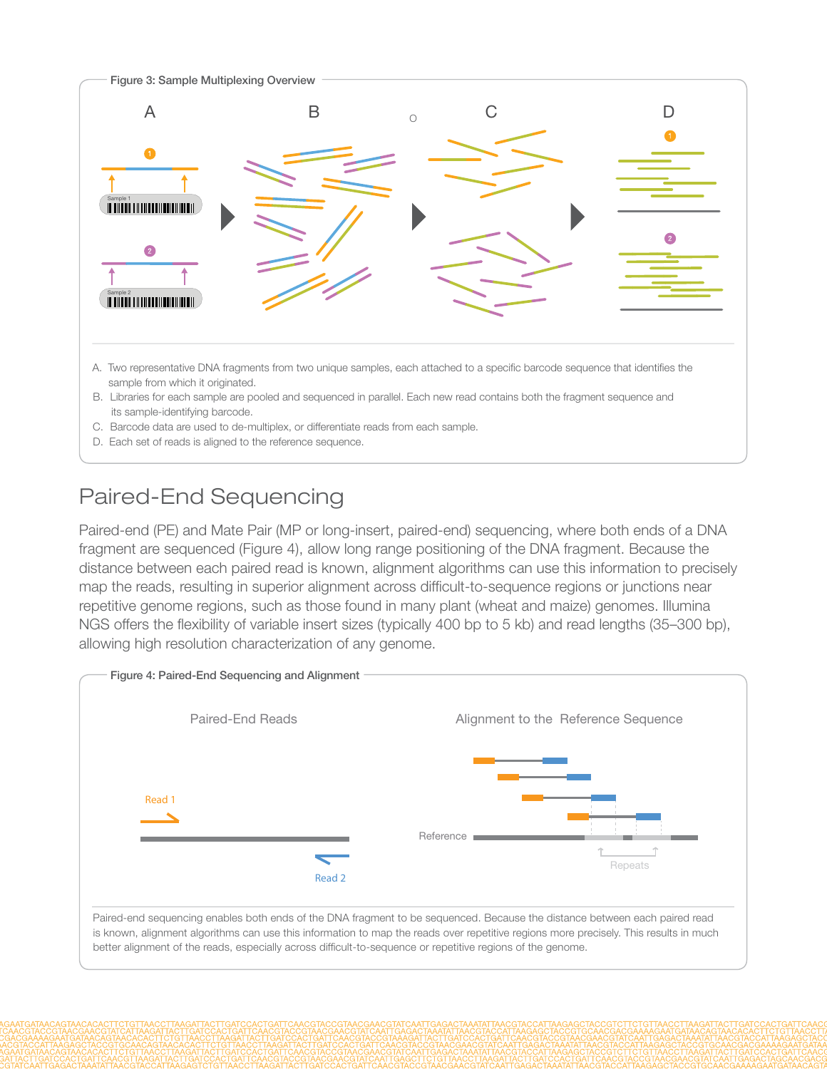Figure 3: Sample Multiplexing Overview

A. Two representative DNA fragments from two unique samples, each attached to a specific barcode sequence that identifies the sample from which it originated.
B. Libraries for each sample are pooled and sequenced in parallel. Each new read contains both the fragment sequence and its sample-identifying barcode.
C. Barcode data are used to de-multiplex, or differentiate reads from each sample.
D. Each set of reads is aligned to the reference sequence.

## Paired-End Sequencing

Paired-end (PE) and Mate Pair (MP or long-insert, paired-end) sequencing, where both ends of a DNA fragment are sequenced (Figure 4), allow long range positioning of the DNA fragment. Because the distance between each paired read is known, alignment algorithms can use this information to precisely map the reads, resulting in superior alignment across difficult-to-sequence regions or junctions near repetitive genome regions, such as those found in many plant (wheat and maize) genomes. Illumina NGS offers the flexibility of variable insert sizes (typically 400 bp to 5 kb) and read lengths (35–300 bp), allowing high resolution characterization of any genome.

Figure 4: Paired-End Sequencing and Alignment

Paired-end sequencing enables both ends of the DNA fragment to be sequenced. Because the distance between each paired read is known, alignment algorithms can use this information to map the reads over repetitive regions more precisely. This results in much better alignment of the reads, especially across difficult-to-sequence or repetitive regions of the genome.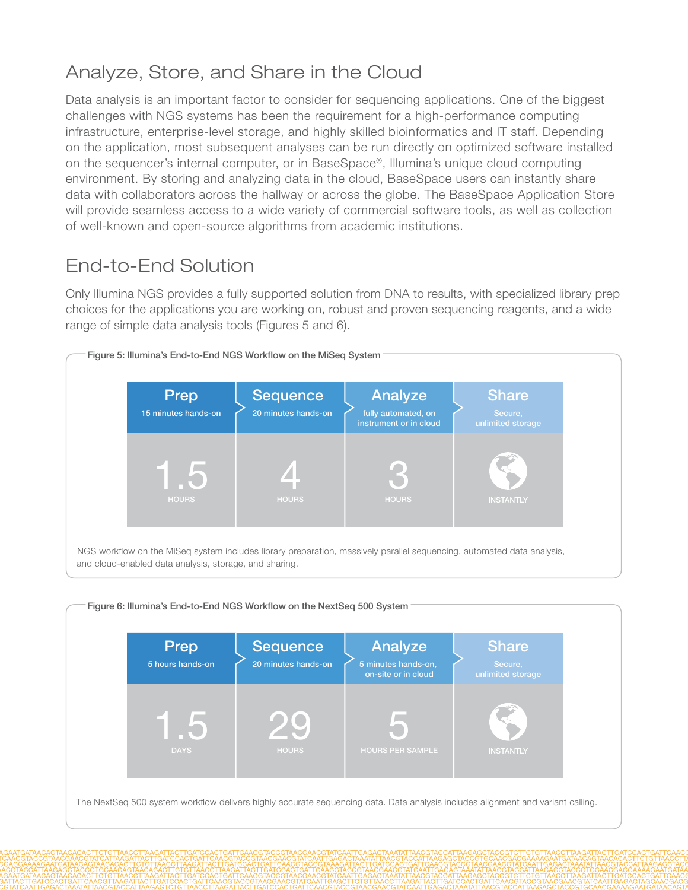## Analyze, Store, and Share in the Cloud

Data analysis is an important factor to consider for sequencing applications. One of the biggest challenges with NGS systems has been the requirement for a high-performance computing infrastructure, enterprise-level storage, and highly skilled bioinformatics and IT staff. Depending on the application, most subsequent analyses can be run directly on optimized software installed on the sequencer's internal computer, or in BaseSpace®, Illumina's unique cloud computing environment. By storing and analyzing data in the cloud, BaseSpace users can instantly share data with collaborators across the hallway or across the globe. The BaseSpace Application Store will provide seamless access to a wide variety of commercial software tools, as well as collection of well-known and open-source algorithms from academic institutions.

## End-to-End Solution

Only Illumina NGS provides a fully supported solution from DNA to results, with specialized library prep choices for the applications you are working on, robust and proven sequencing reagents, and a wide range of simple data analysis tools (Figures 5 and 6).

**Figure 5: Illumina's End-to-End NGS Workflow on the MiSeq System**

| Prep | Sequence | Analyze | Share |
|---|---|---|---|
| 15 minutes hands-on | 20 minutes hands-on | fully automated, on instrument or in cloud | Secure, unlimited storage |
| 1.5 HOURS | 4 HOURS | 3 HOURS | INSTANTLY |

NGS workflow on the MiSeq system includes library preparation, massively parallel sequencing, automated data analysis, and cloud-enabled data analysis, storage, and sharing.

**Figure 6: Illumina's End-to-End NGS Workflow on the NextSeq 500 System**

| Prep | Sequence | Analyze | Share |
|---|---|---|---|
| 5 hours hands-on | 20 minutes hands-on | 5 minutes hands-on, on-site or in cloud | Secure, unlimited storage |
| 1.5 DAYS | 29 HOURS | 5 HOURS PER SAMPLE | INSTANTLY |

The NextSeq 500 system workflow delivers highly accurate sequencing data. Data analysis includes alignment and variant calling.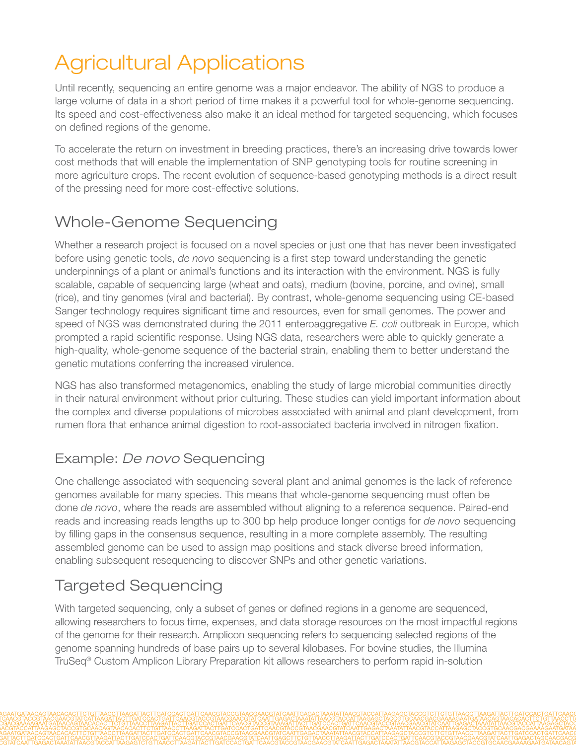# Agricultural Applications

Until recently, sequencing an entire genome was a major endeavor. The ability of NGS to produce a large volume of data in a short period of time makes it a powerful tool for whole-genome sequencing. Its speed and cost-effectiveness also make it an ideal method for targeted sequencing, which focuses on defined regions of the genome.

To accelerate the return on investment in breeding practices, there's an increasing drive towards lower cost methods that will enable the implementation of SNP genotyping tools for routine screening in more agriculture crops. The recent evolution of sequence-based genotyping methods is a direct result of the pressing need for more cost-effective solutions.

## Whole-Genome Sequencing

Whether a research project is focused on a novel species or just one that has never been investigated before using genetic tools, *de novo* sequencing is a first step toward understanding the genetic underpinnings of a plant or animal's functions and its interaction with the environment. NGS is fully scalable, capable of sequencing large (wheat and oats), medium (bovine, porcine, and ovine), small (rice), and tiny genomes (viral and bacterial). By contrast, whole-genome sequencing using CE-based Sanger technology requires significant time and resources, even for small genomes. The power and speed of NGS was demonstrated during the 2011 enteroaggregative *E. coli* outbreak in Europe, which prompted a rapid scientific response. Using NGS data, researchers were able to quickly generate a high-quality, whole-genome sequence of the bacterial strain, enabling them to better understand the genetic mutations conferring the increased virulence.

NGS has also transformed metagenomics, enabling the study of large microbial communities directly in their natural environment without prior culturing. These studies can yield important information about the complex and diverse populations of microbes associated with animal and plant development, from rumen flora that enhance animal digestion to root-associated bacteria involved in nitrogen fixation.

### Example: *De novo* Sequencing

One challenge associated with sequencing several plant and animal genomes is the lack of reference genomes available for many species. This means that whole-genome sequencing must often be done *de novo*, where the reads are assembled without aligning to a reference sequence. Paired-end reads and increasing reads lengths up to 300 bp help produce longer contigs for *de novo* sequencing by filling gaps in the consensus sequence, resulting in a more complete assembly. The resulting assembled genome can be used to assign map positions and stack diverse breed information, enabling subsequent resequencing to discover SNPs and other genetic variations.

## Targeted Sequencing

With targeted sequencing, only a subset of genes or defined regions in a genome are sequenced, allowing researchers to focus time, expenses, and data storage resources on the most impactful regions of the genome for their research. Amplicon sequencing refers to sequencing selected regions of the genome spanning hundreds of base pairs up to several kilobases. For bovine studies, the Illumina TruSeq® Custom Amplicon Library Preparation kit allows researchers to perform rapid in-solution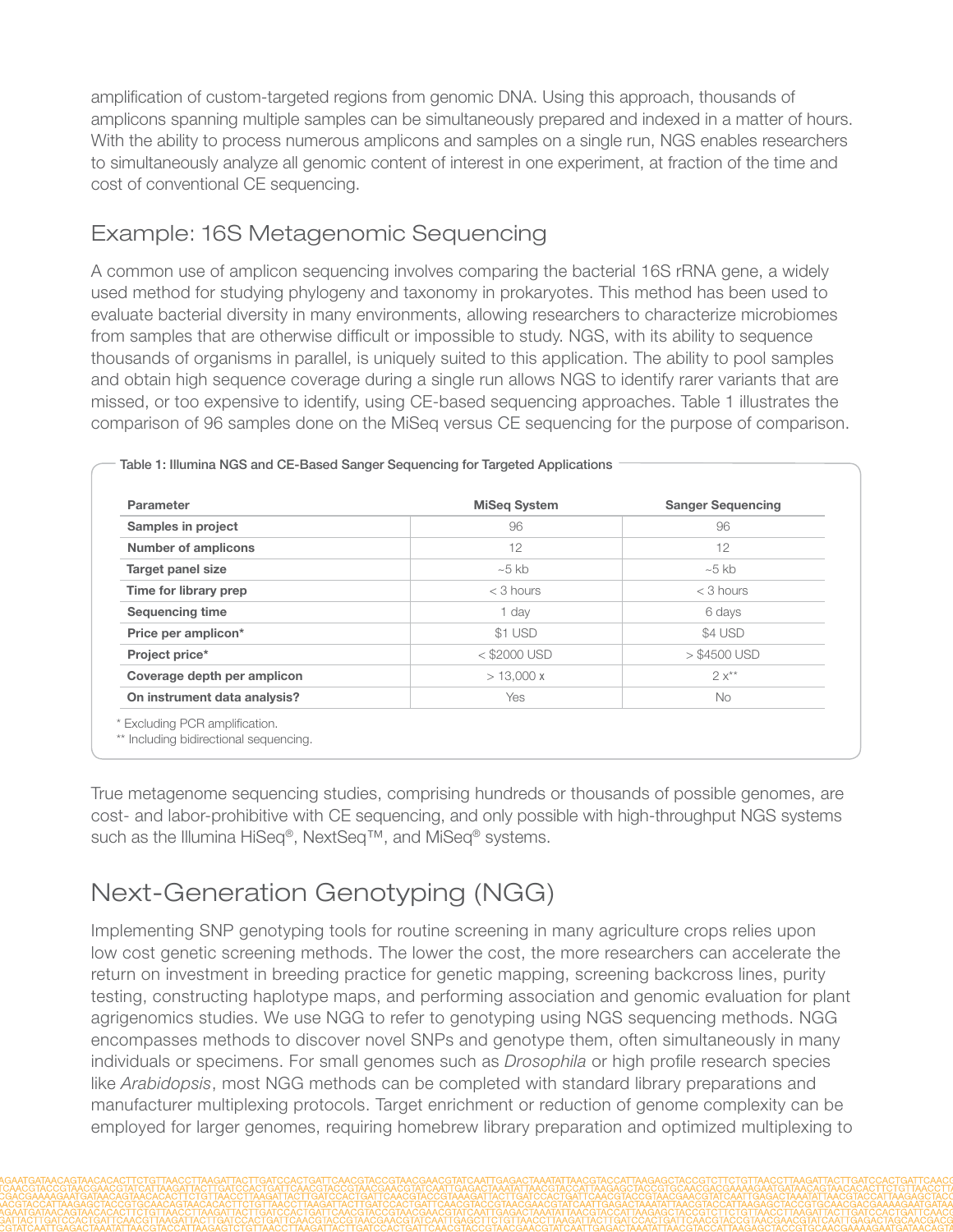amplification of custom-targeted regions from genomic DNA. Using this approach, thousands of amplicons spanning multiple samples can be simultaneously prepared and indexed in a matter of hours. With the ability to process numerous amplicons and samples on a single run, NGS enables researchers to simultaneously analyze all genomic content of interest in one experiment, at fraction of the time and cost of conventional CE sequencing.

## Example: 16S Metagenomic Sequencing

A common use of amplicon sequencing involves comparing the bacterial 16S rRNA gene, a widely used method for studying phylogeny and taxonomy in prokaryotes. This method has been used to evaluate bacterial diversity in many environments, allowing researchers to characterize microbiomes from samples that are otherwise difficult or impossible to study. NGS, with its ability to sequence thousands of organisms in parallel, is uniquely suited to this application. The ability to pool samples and obtain high sequence coverage during a single run allows NGS to identify rarer variants that are missed, or too expensive to identify, using CE-based sequencing approaches. Table 1 illustrates the comparison of 96 samples done on the MiSeq versus CE sequencing for the purpose of comparison.

**Table 1: Illumina NGS and CE-Based Sanger Sequencing for Targeted Applications**

| Parameter | MiSeq System | Sanger Sequencing |
|---|---|---|
| **Samples in project** | 96 | 96 |
| **Number of amplicons** | 12 | 12 |
| **Target panel size** | ~5 kb | ~5 kb |
| **Time for library prep** | < 3 hours | < 3 hours |
| **Sequencing time** | 1 day | 6 days |
| **Price per amplicon*** | $1 USD | $4 USD |
| **Project price*** | < $2000 USD | > $4500 USD |
| **Coverage depth per amplicon** | > 13,000 x | 2 x** |
| **On instrument data analysis?** | Yes | No |

\* Excluding PCR amplification.
\** Including bidirectional sequencing.

True metagenome sequencing studies, comprising hundreds or thousands of possible genomes, are cost- and labor-prohibitive with CE sequencing, and only possible with high-throughput NGS systems such as the Illumina HiSeq®, NextSeq™, and MiSeq® systems.

# Next-Generation Genotyping (NGG)

Implementing SNP genotyping tools for routine screening in many agriculture crops relies upon low cost genetic screening methods. The lower the cost, the more researchers can accelerate the return on investment in breeding practice for genetic mapping, screening backcross lines, purity testing, constructing haplotype maps, and performing association and genomic evaluation for plant agrigenomics studies. We use NGG to refer to genotyping using NGS sequencing methods. NGG encompasses methods to discover novel SNPs and genotype them, often simultaneously in many individuals or specimens. For small genomes such as *Drosophila* or high profile research species like *Arabidopsis*, most NGG methods can be completed with standard library preparations and manufacturer multiplexing protocols. Target enrichment or reduction of genome complexity can be employed for larger genomes, requiring homebrew library preparation and optimized multiplexing to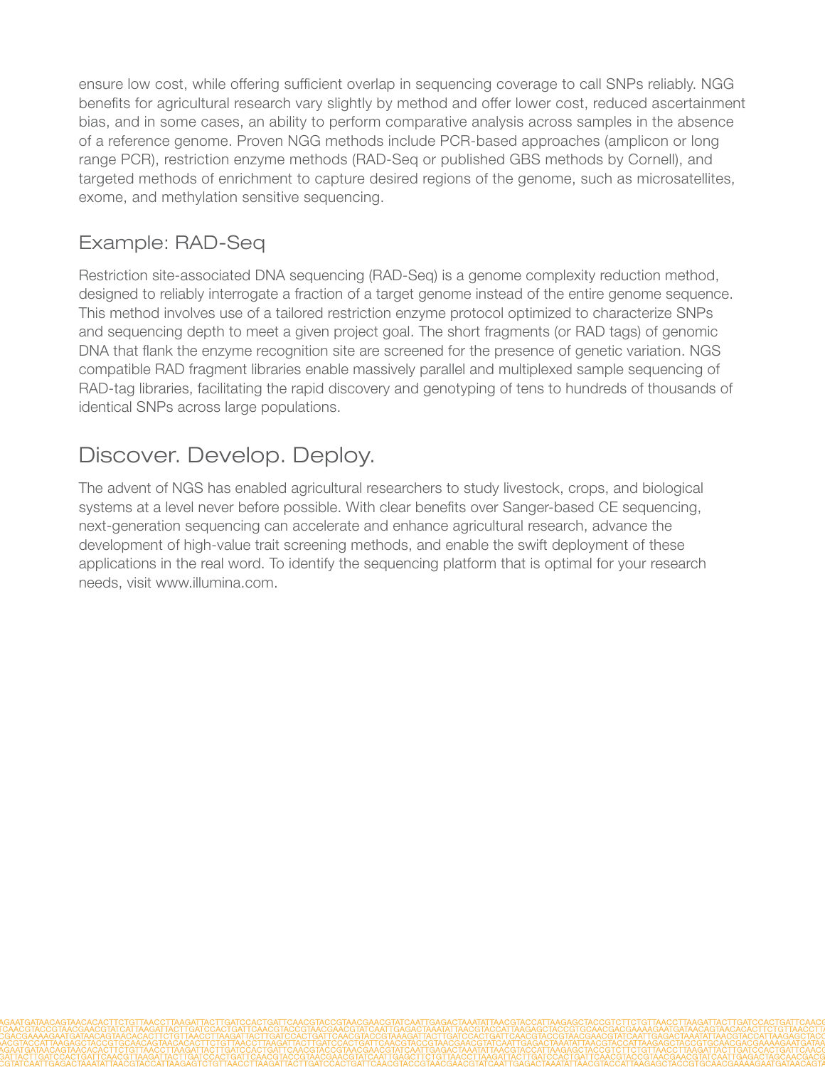ensure low cost, while offering sufficient overlap in sequencing coverage to call SNPs reliably. NGG benefits for agricultural research vary slightly by method and offer lower cost, reduced ascertainment bias, and in some cases, an ability to perform comparative analysis across samples in the absence of a reference genome. Proven NGG methods include PCR-based approaches (amplicon or long range PCR), restriction enzyme methods (RAD-Seq or published GBS methods by Cornell), and targeted methods of enrichment to capture desired regions of the genome, such as microsatellites, exome, and methylation sensitive sequencing.

## Example: RAD-Seq

Restriction site-associated DNA sequencing (RAD-Seq) is a genome complexity reduction method, designed to reliably interrogate a fraction of a target genome instead of the entire genome sequence. This method involves use of a tailored restriction enzyme protocol optimized to characterize SNPs and sequencing depth to meet a given project goal. The short fragments (or RAD tags) of genomic DNA that flank the enzyme recognition site are screened for the presence of genetic variation. NGS compatible RAD fragment libraries enable massively parallel and multiplexed sample sequencing of RAD-tag libraries, facilitating the rapid discovery and genotyping of tens to hundreds of thousands of identical SNPs across large populations.

# Discover. Develop. Deploy.

The advent of NGS has enabled agricultural researchers to study livestock, crops, and biological systems at a level never before possible. With clear benefits over Sanger-based CE sequencing, next-generation sequencing can accelerate and enhance agricultural research, advance the development of high-value trait screening methods, and enable the swift deployment of these applications in the real word. To identify the sequencing platform that is optimal for your research needs, visit www.illumina.com.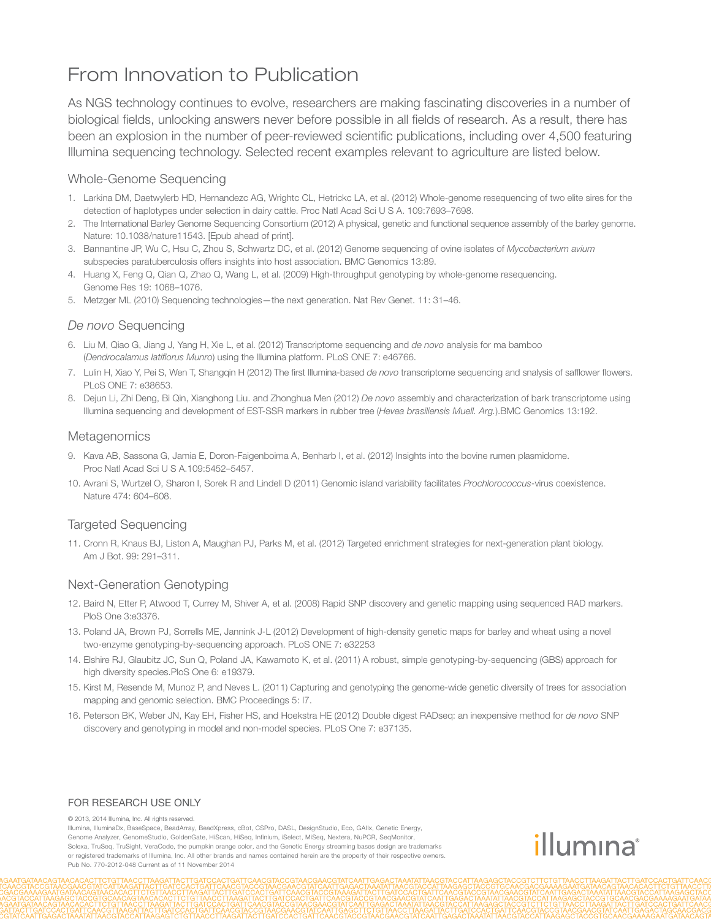# From Innovation to Publication

As NGS technology continues to evolve, researchers are making fascinating discoveries in a number of biological fields, unlocking answers never before possible in all fields of research. As a result, there has been an explosion in the number of peer-reviewed scientific publications, including over 4,500 featuring Illumina sequencing technology. Selected recent examples relevant to agriculture are listed below.

## Whole-Genome Sequencing

1. Larkina DM, Daetwylerb HD, Hernandezc AG, Wrightc CL, Hetrickc LA, et al. (2012) Whole-genome resequencing of two elite sires for the detection of haplotypes under selection in dairy cattle. Proc Natl Acad Sci U S A. 109:7693–7698.
2. The International Barley Genome Sequencing Consortium (2012) A physical, genetic and functional sequence assembly of the barley genome. Nature: 10.1038/nature11543. [Epub ahead of print].
3. Bannantine JP, Wu C, Hsu C, Zhou S, Schwartz DC, et al. (2012) Genome sequencing of ovine isolates of *Mycobacterium avium* subspecies paratuberculosis offers insights into host association. BMC Genomics 13:89.
4. Huang X, Feng Q, Qian Q, Zhao Q, Wang L, et al. (2009) High-throughput genotyping by whole-genome resequencing. Genome Res 19: 1068–1076.
5. Metzger ML (2010) Sequencing technologies—the next generation. Nat Rev Genet. 11: 31–46.

## *De novo* Sequencing

6. Liu M, Qiao G, Jiang J, Yang H, Xie L, et al. (2012) Transcriptome sequencing and *de novo* analysis for ma bamboo (*Dendrocalamus latiflorus Munro*) using the Illumina platform. PLoS ONE 7: e46766.
7. Lulin H, Xiao Y, Pei S, Wen T, Shangqin H (2012) The first Illumina-based *de novo* transcriptome sequencing and snalysis of safflower flowers. PLoS ONE 7: e38653.
8. Dejun Li, Zhi Deng, Bi Qin, Xianghong Liu. and Zhonghua Men (2012) *De novo* assembly and characterization of bark transcriptome using Illumina sequencing and development of EST-SSR markers in rubber tree (*Hevea brasiliensis Muell. Arg.*).BMC Genomics 13:192.

## Metagenomics

9. Kava AB, Sassona G, Jamia E, Doron-Faigenboima A, Benharb I, et al. (2012) Insights into the bovine rumen plasmidome. Proc Natl Acad Sci U S A.109:5452–5457.
10. Avrani S, Wurtzel O, Sharon I, Sorek R and Lindell D (2011) Genomic island variability facilitates *Prochlorococcus*-virus coexistence. Nature 474: 604–608.

## Targeted Sequencing

11. Cronn R, Knaus BJ, Liston A, Maughan PJ, Parks M, et al. (2012) Targeted enrichment strategies for next-generation plant biology. Am J Bot. 99: 291–311.

## Next-Generation Genotyping

12. Baird N, Etter P, Atwood T, Currey M, Shiver A, et al. (2008) Rapid SNP discovery and genetic mapping using sequenced RAD markers. PloS One 3:e3376.
13. Poland JA, Brown PJ, Sorrells ME, Jannink J-L (2012) Development of high-density genetic maps for barley and wheat using a novel two-enzyme genotyping-by-sequencing approach. PLoS ONE 7: e32253
14. Elshire RJ, Glaubitz JC, Sun Q, Poland JA, Kawamoto K, et al. (2011) A robust, simple genotyping-by-sequencing (GBS) approach for high diversity species.PloS One 6: e19379.
15. Kirst M, Resende M, Munoz P, and Neves L. (2011) Capturing and genotyping the genome-wide genetic diversity of trees for association mapping and genomic selection. BMC Proceedings 5: I7.
16. Peterson BK, Weber JN, Kay EH, Fisher HS, and Hoekstra HE (2012) Double digest RADseq: an inexpensive method for *de novo* SNP discovery and genotyping in model and non-model species. PLoS One 7: e37135.

FOR RESEARCH USE ONLY

© 2013, 2014 Illumina, Inc. All rights reserved.
Illumina, IlluminaDx, BaseSpace, BeadArray, BeadXpress, cBot, CSPro, DASL, DesignStudio, Eco, GAIIx, Genetic Energy, Genome Analyzer, GenomeStudio, GoldenGate, HiScan, HiSeq, Infinium, iSelect, MiSeq, Nextera, NuPCR, SeqMonitor, Solexa, TruSeq, TruSight, VeraCode, the pumpkin orange color, and the Genetic Energy streaming bases design are trademarks or registered trademarks of Illumina, Inc. All other brands and names contained herein are the property of their respective owners.
Pub No. 770-2012-048 Current as of 11 November 2014

illumina®